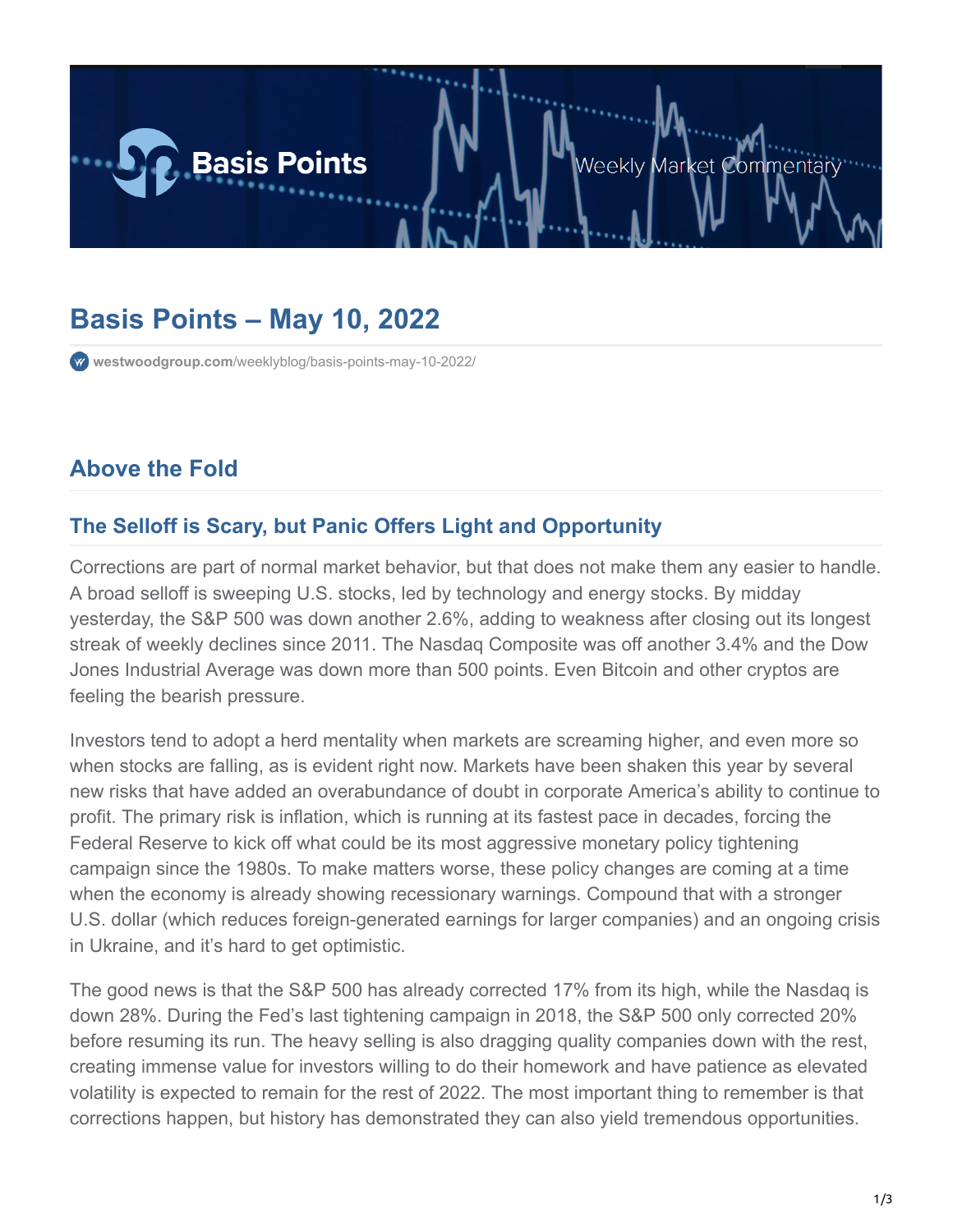# Basis Points – May 10, 2022

westwoodgroup.com/weeklyblog/basis-points-may-10-2022/

## Above the Fold

### The Selloff is Scary, but Panic Offers Light and Opportunity

Corrections are part of normal market behavior, but that does not make them any easier to handle. A broad selloff is sweeping U.S. stocks, led by technology and energy stocks. By midday yesterday, the S&P 500 was down another 2.6%, adding to weakness after closing out its longest streak of weekly declines since 2011. The Nasdaq Composite was off another 3.4% and the Dow Jones Industrial Average was down more than 500 points. Even Bitcoin and other cryptos are feeling the bearish pressure.

Investors tend to adopt a herd mentality when markets are screaming higher, and even more so when stocks are falling, as is evident right now. Markets have been shaken this year by several new risks that have added an overabundance of doubt in corporate America's ability to continue to profit. The primary risk is inflation, which is running at its fastest pace in decades, forcing the Federal Reserve to kick off what could be its most aggressive monetary policy tightening campaign since the 1980s. To make matters worse, these policy changes are coming at a time when the economy is already showing recessionary warnings. Compound that with a stronger U.S. dollar (which reduces foreign-generated earnings for larger companies) and an ongoing crisis in Ukraine, and it's hard to get optimistic.

The good news is that the S&P 500 has already corrected 17% from its high, while the Nasdaq is down 28%. During the Fed's last tightening campaign in 2018, the S&P 500 only corrected 20% before resuming its run. The heavy selling is also dragging quality companies down with the rest, creating immense value for investors willing to do their homework and have patience as elevated volatility is expected to remain for the rest of 2022. The most important thing to remember is that corrections happen, but history has demonstrated they can also yield tremendous opportunities.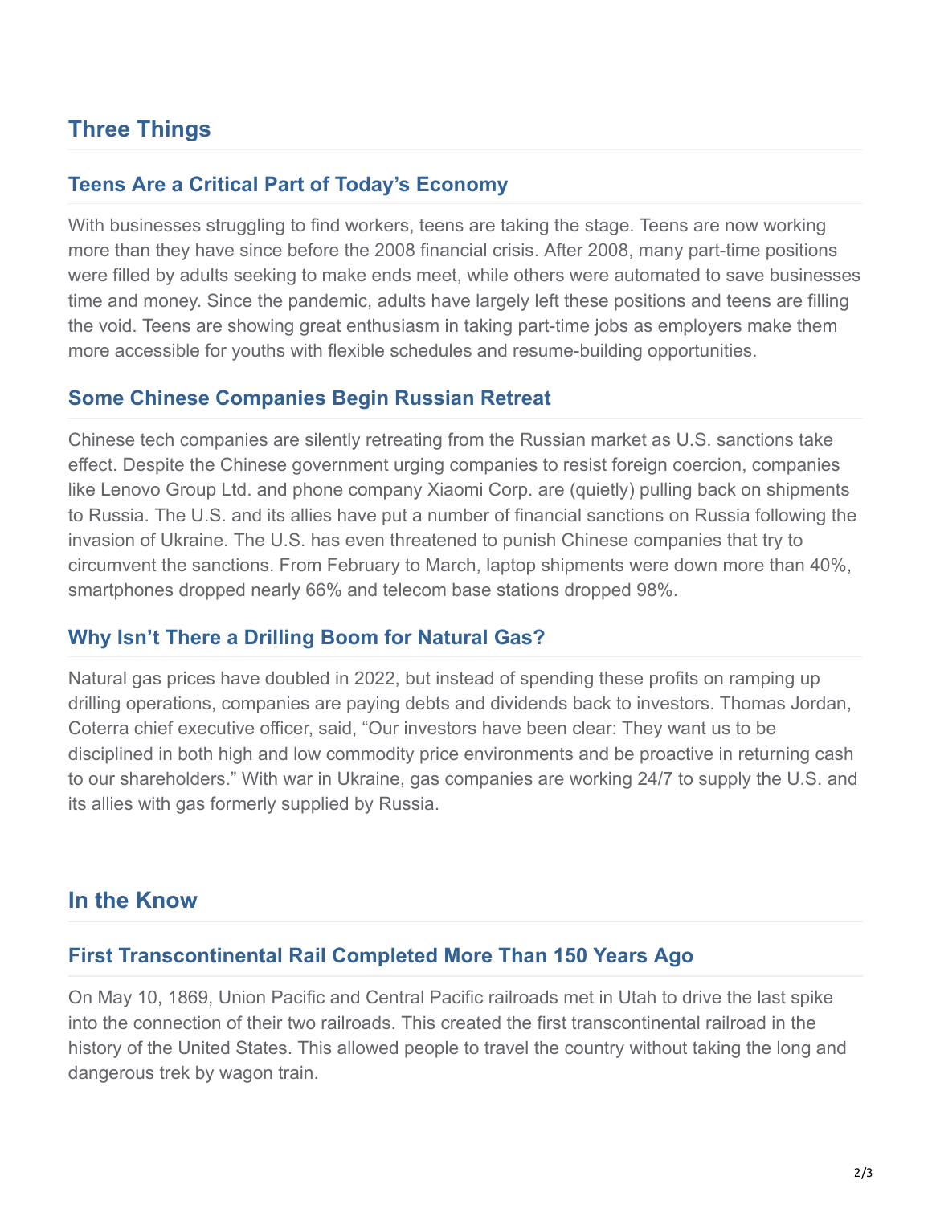## Three Things

### Teens Are a Critical Part of Today's Economy

With businesses struggling to find workers, teens are taking the stage. Teens are now working more than they have since before the 2008 financial crisis. After 2008, many part-time positions were filled by adults seeking to make ends meet, while others were automated to save businesses time and money. Since the pandemic, adults have largely left these positions and teens are filling the void. Teens are showing great enthusiasm in taking part-time jobs as employers make them more accessible for youths with flexible schedules and resume-building opportunities.

### Some Chinese Companies Begin Russian Retreat

Chinese tech companies are silently retreating from the Russian market as U.S. sanctions take effect. Despite the Chinese government urging companies to resist foreign coercion, companies like Lenovo Group Ltd. and phone company Xiaomi Corp. are (quietly) pulling back on shipments to Russia. The U.S. and its allies have put a number of financial sanctions on Russia following the invasion of Ukraine. The U.S. has even threatened to punish Chinese companies that try to circumvent the sanctions. From February to March, laptop shipments were down more than 40%, smartphones dropped nearly 66% and telecom base stations dropped 98%.

### Why Isn't There a Drilling Boom for Natural Gas?

Natural gas prices have doubled in 2022, but instead of spending these profits on ramping up drilling operations, companies are paying debts and dividends back to investors. Thomas Jordan, Coterra chief executive officer, said, "Our investors have been clear: They want us to be disciplined in both high and low commodity price environments and be proactive in returning cash to our shareholders." With war in Ukraine, gas companies are working 24/7 to supply the U.S. and its allies with gas formerly supplied by Russia.

## In the Know

### First Transcontinental Rail Completed More Than 150 Years Ago

On May 10, 1869, Union Pacific and Central Pacific railroads met in Utah to drive the last spike into the connection of their two railroads. This created the first transcontinental railroad in the history of the United States. This allowed people to travel the country without taking the long and dangerous trek by wagon train.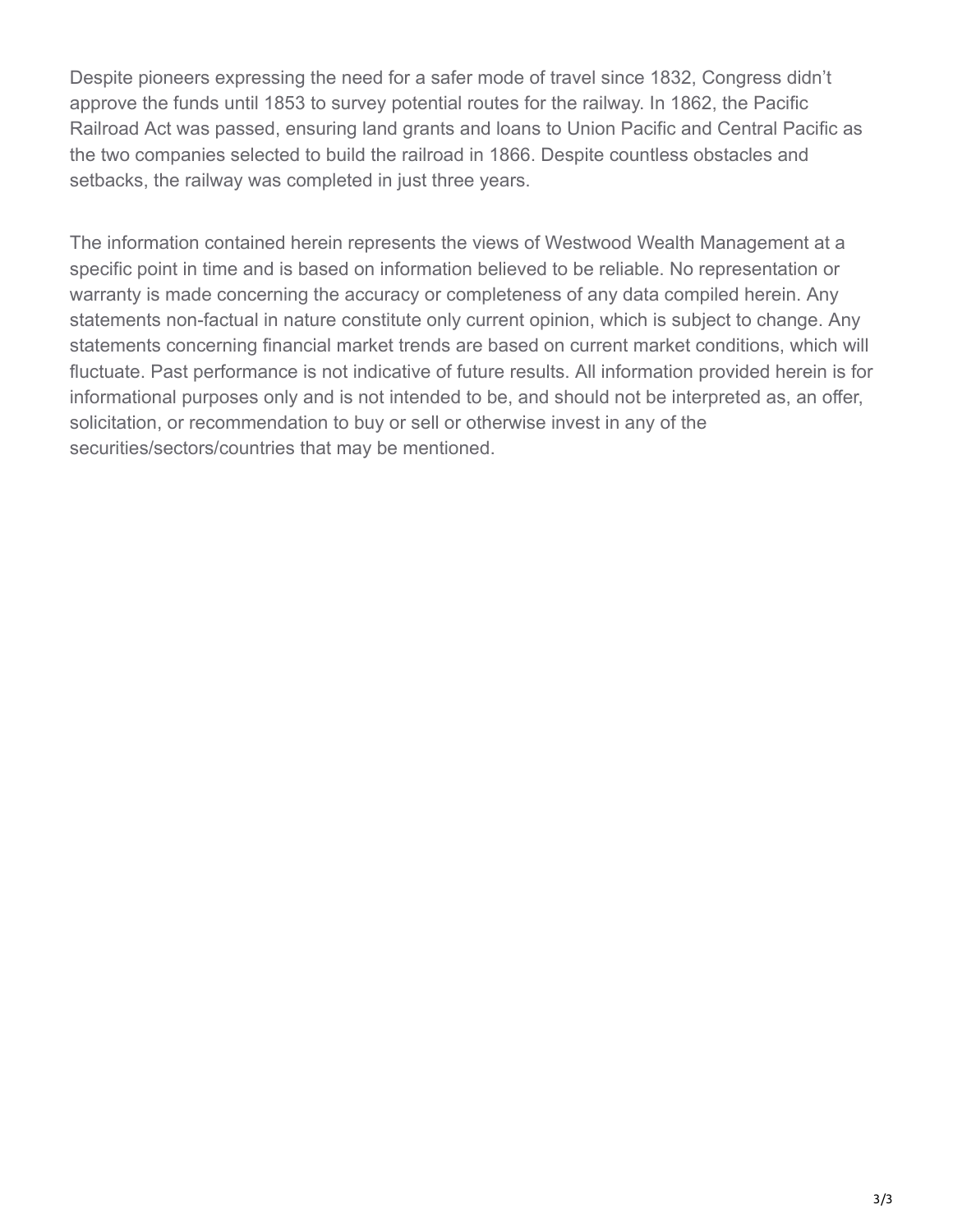Despite pioneers expressing the need for a safer mode of travel since 1832, Congress didn't approve the funds until 1853 to survey potential routes for the railway. In 1862, the Pacific Railroad Act was passed, ensuring land grants and loans to Union Pacific and Central Pacific as the two companies selected to build the railroad in 1866. Despite countless obstacles and setbacks, the railway was completed in just three years.

The information contained herein represents the views of Westwood Wealth Management at a specific point in time and is based on information believed to be reliable. No representation or warranty is made concerning the accuracy or completeness of any data compiled herein. Any statements non-factual in nature constitute only current opinion, which is subject to change. Any statements concerning financial market trends are based on current market conditions, which will fluctuate. Past performance is not indicative of future results. All information provided herein is for informational purposes only and is not intended to be, and should not be interpreted as, an offer, solicitation, or recommendation to buy or sell or otherwise invest in any of the securities/sectors/countries that may be mentioned.